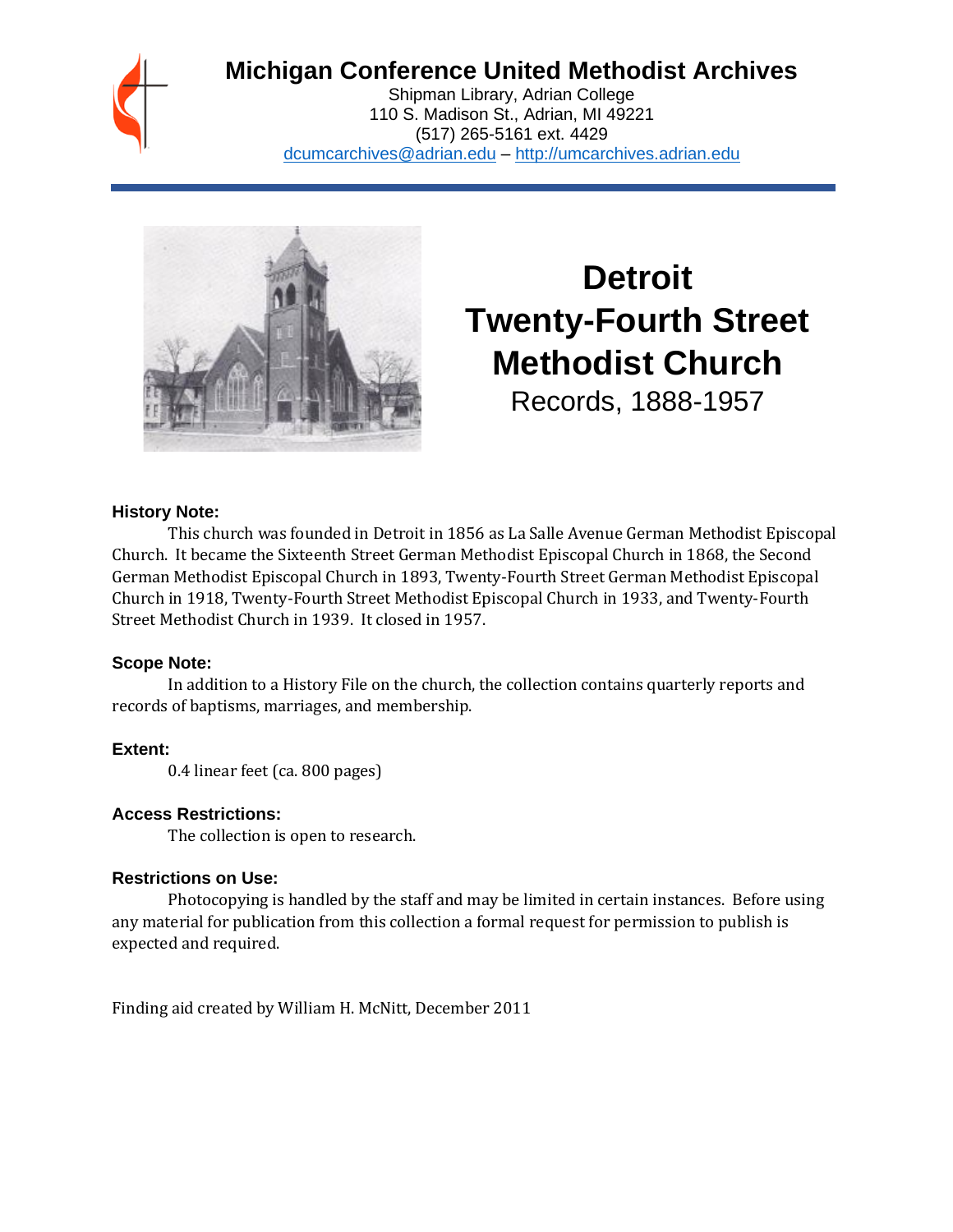# Michigan Conference United Methodist Archives

Shipman Library, Adrian College
110 S. Madison St., Adrian, MI 49221
(517) 265-5161 ext. 4429
dcumcarchives@adrian.edu – http://umcarchives.adrian.edu

# Detroit Twenty-Fourth Street Methodist Church

Records, 1888-1957

### History Note:

This church was founded in Detroit in 1856 as La Salle Avenue German Methodist Episcopal Church. It became the Sixteenth Street German Methodist Episcopal Church in 1868, the Second German Methodist Episcopal Church in 1893, Twenty-Fourth Street German Methodist Episcopal Church in 1918, Twenty-Fourth Street Methodist Episcopal Church in 1933, and Twenty-Fourth Street Methodist Church in 1939. It closed in 1957.

### Scope Note:

In addition to a History File on the church, the collection contains quarterly reports and records of baptisms, marriages, and membership.

### Extent:

0.4 linear feet (ca. 800 pages)

### Access Restrictions:

The collection is open to research.

### Restrictions on Use:

Photocopying is handled by the staff and may be limited in certain instances. Before using any material for publication from this collection a formal request for permission to publish is expected and required.

Finding aid created by William H. McNitt, December 2011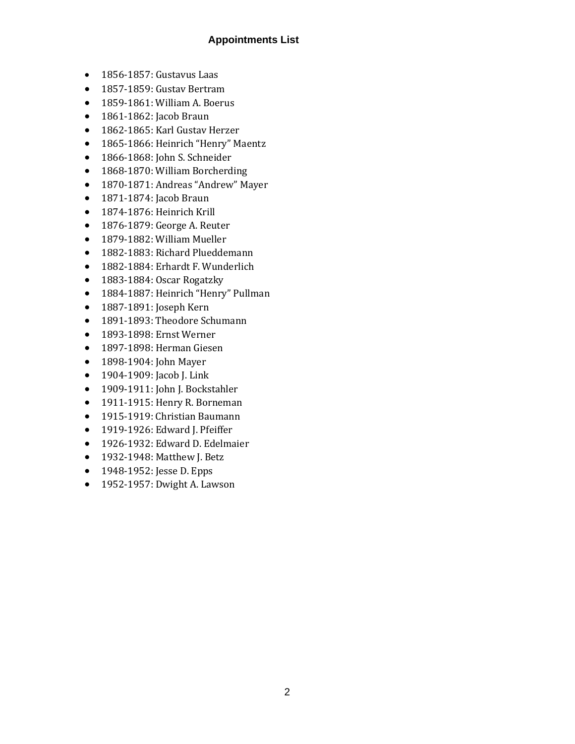## Appointments List

- 1856-1857: Gustavus Laas
- 1857-1859: Gustav Bertram
- 1859-1861: William A. Boerus
- 1861-1862: Jacob Braun
- 1862-1865: Karl Gustav Herzer
- 1865-1866: Heinrich “Henry” Maentz
- 1866-1868: John S. Schneider
- 1868-1870: William Borcherding
- 1870-1871: Andreas “Andrew” Mayer
- 1871-1874: Jacob Braun
- 1874-1876: Heinrich Krill
- 1876-1879: George A. Reuter
- 1879-1882: William Mueller
- 1882-1883: Richard Plueddemann
- 1882-1884: Erhardt F. Wunderlich
- 1883-1884: Oscar Rogatzky
- 1884-1887: Heinrich “Henry” Pullman
- 1887-1891: Joseph Kern
- 1891-1893: Theodore Schumann
- 1893-1898: Ernst Werner
- 1897-1898: Herman Giesen
- 1898-1904: John Mayer
- 1904-1909: Jacob J. Link
- 1909-1911: John J. Bockstahler
- 1911-1915: Henry R. Borneman
- 1915-1919: Christian Baumann
- 1919-1926: Edward J. Pfeiffer
- 1926-1932: Edward D. Edelmaier
- 1932-1948: Matthew J. Betz
- 1948-1952: Jesse D. Epps
- 1952-1957: Dwight A. Lawson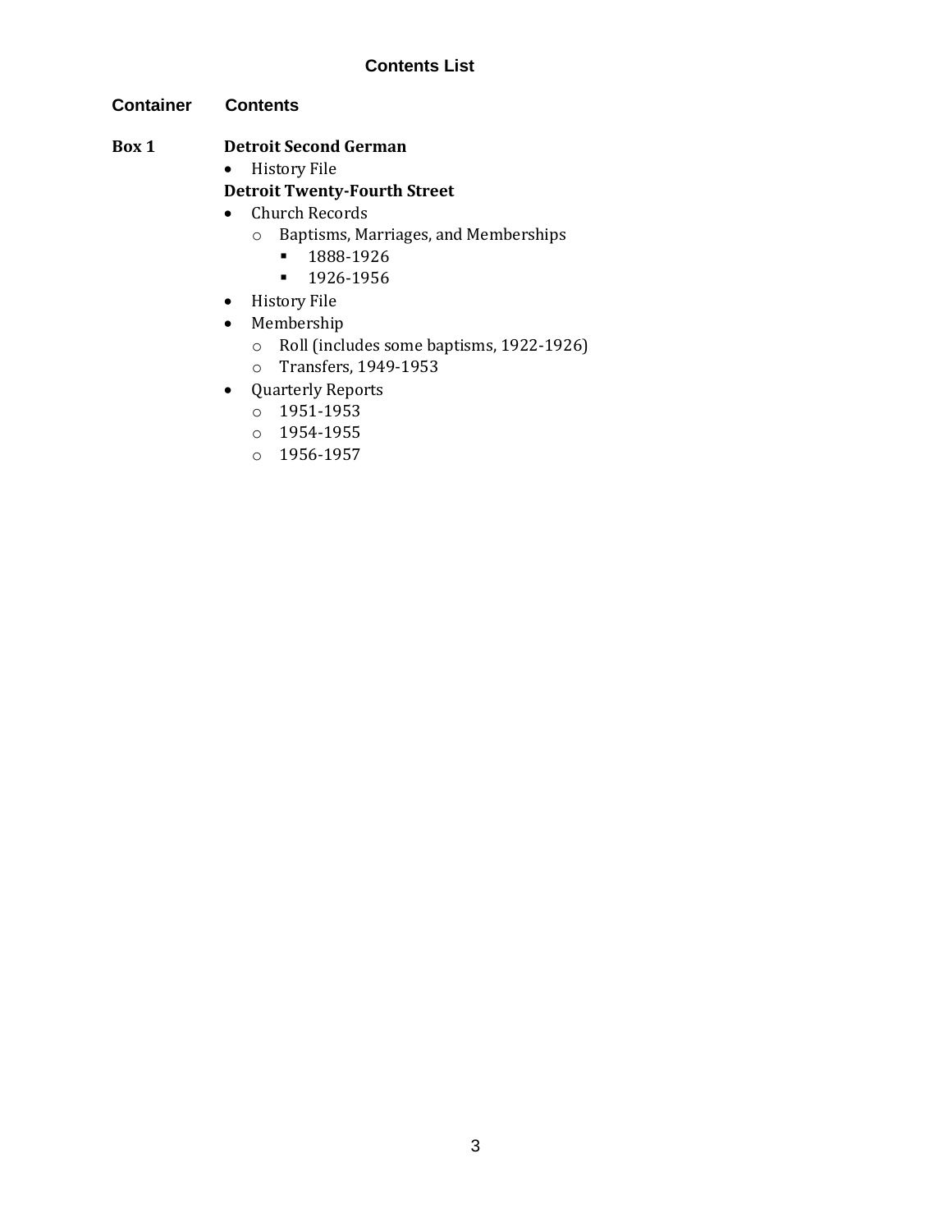## Contents List

| Container | Contents |
| --- | --- |
| **Box 1** | **Detroit Second German** |

**Box 1**

**Detroit Second German**

- History File

**Detroit Twenty-Fourth Street**

- Church Records
  - Baptisms, Marriages, and Memberships
    - 1888-1926
    - 1926-1956
- History File
- Membership
  - Roll (includes some baptisms, 1922-1926)
  - Transfers, 1949-1953
- Quarterly Reports
  - 1951-1953
  - 1954-1955
  - 1956-1957

## Contents List

**Container** — **Contents**

**Box 1**

**Detroit Second German**

- History File

**Detroit Twenty-Fourth Street**

- Church Records
  - Baptisms, Marriages, and Memberships
    - 1888-1926
    - 1926-1956
- History File
- Membership
  - Roll (includes some baptisms, 1922-1926)
  - Transfers, 1949-1953
- Quarterly Reports
  - 1951-1953
  - 1954-1955
  - 1956-1957